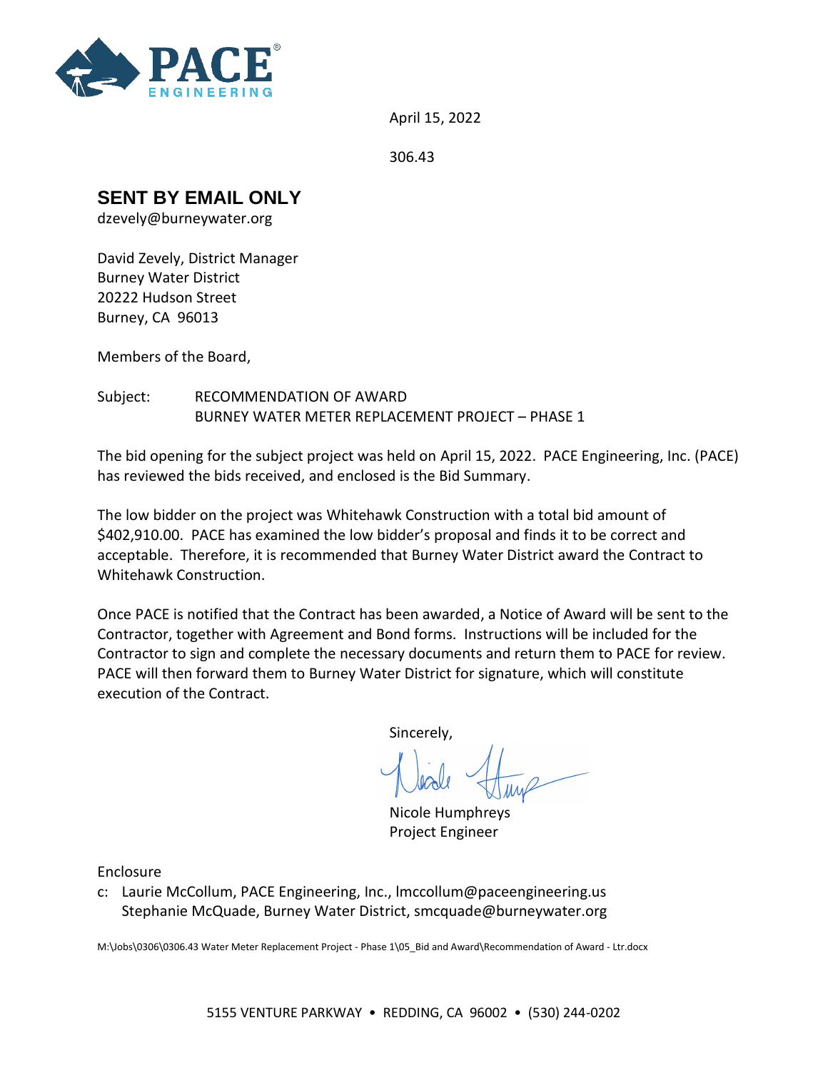PACE® ENGINEERING

April 15, 2022

306.43

**SENT BY EMAIL ONLY**
dzevely@burneywater.org

David Zevely, District Manager
Burney Water District
20222 Hudson Street
Burney, CA 96013

Members of the Board,

Subject: RECOMMENDATION OF AWARD
BURNEY WATER METER REPLACEMENT PROJECT – PHASE 1

The bid opening for the subject project was held on April 15, 2022. PACE Engineering, Inc. (PACE) has reviewed the bids received, and enclosed is the Bid Summary.

The low bidder on the project was Whitehawk Construction with a total bid amount of $402,910.00. PACE has examined the low bidder's proposal and finds it to be correct and acceptable. Therefore, it is recommended that Burney Water District award the Contract to Whitehawk Construction.

Once PACE is notified that the Contract has been awarded, a Notice of Award will be sent to the Contractor, together with Agreement and Bond forms. Instructions will be included for the Contractor to sign and complete the necessary documents and return them to PACE for review. PACE will then forward them to Burney Water District for signature, which will constitute execution of the Contract.

Sincerely,

Nicole Humphreys
Project Engineer

Enclosure

c: Laurie McCollum, PACE Engineering, Inc., lmccollum@paceengineering.us
Stephanie McQuade, Burney Water District, smcquade@burneywater.org

M:\Jobs\0306\0306.43 Water Meter Replacement Project - Phase 1\05_Bid and Award\Recommendation of Award - Ltr.docx

5155 VENTURE PARKWAY • REDDING, CA 96002 • (530) 244-0202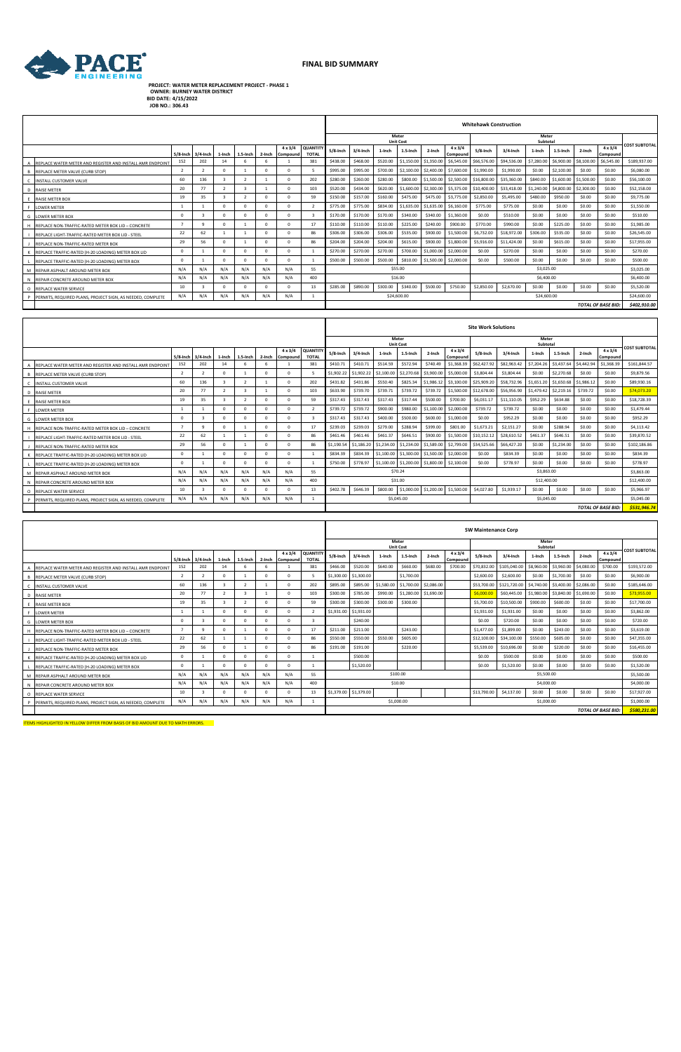PACE ENGINEERING

# FINAL BID SUMMARY

**PROJECT: WATER METER REPLACEMENT PROJECT - PHASE 1**
**OWNER: BURNEY WATER DISTRICT**
**BID DATE: 4/15/2022**
**JOB NO.: 306.43**

## Whitehawk Construction

| | | | | | | | | | Meter Unit Cost | | | | | | Meter Subtotal | | | | | | COST SUBTOTAL |
|---|---|---|---|---|---|---|---|---|---|---|---|---|---|---|---|---|---|---|---|---|---|
| | | 5/8-Inch | 3/4-Inch | 1-Inch | 1.5-Inch | 2-Inch | 4 x 3/4 Compound | QUANTITY TOTAL | 5/8-Inch | 3/4-Inch | 1-Inch | 1.5-Inch | 2-Inch | 4 x 3/4 Compound | 5/8-Inch | 3/4-Inch | 1-Inch | 1.5-Inch | 2-Inch | 4 x 3/4 Compound | |
| A | REPLACE WATER METER AND REGISTER AND INSTALL AMR ENDPOINT | 152 | 202 | 14 | 6 | 6 | 1 | 381 | $438.00 | $468.00 | $520.00 | $1,150.00 | $1,350.00 | $6,545.00 | $66,576.00 | $94,536.00 | $7,280.00 | $6,900.00 | $8,100.00 | $6,545.00 | $189,937.00 |
| B | REPLACE METER VALVE (CURB STOP) | 2 | 2 | 0 | 1 | 0 | 0 | 5 | $995.00 | $995.00 | $700.00 | $2,100.00 | $2,400.00 | $7,600.00 | $1,990.00 | $1,990.00 | $0.00 | $2,100.00 | $0.00 | $0.00 | $6,080.00 |
| C | INSTALL CUSTOMER VALVE | 60 | 136 | 3 | 2 | 1 | 0 | 202 | $280.00 | $260.00 | $280.00 | $800.00 | $1,500.00 | $2,500.00 | $16,800.00 | $35,360.00 | $840.00 | $1,600.00 | $1,500.00 | $0.00 | $56,100.00 |
| D | RAISE METER | 20 | 77 | 2 | 3 | 1 | 0 | 103 | $520.00 | $434.00 | $620.00 | $1,600.00 | $2,300.00 | $5,375.00 | $10,400.00 | $33,418.00 | $1,240.00 | $4,800.00 | $2,300.00 | $0.00 | $52,158.00 |
| E | RAISE METER BOX | 19 | 35 | 3 | 2 | 0 | 0 | 59 | $150.00 | $157.00 | $160.00 | $475.00 | $475.00 | $3,775.00 | $2,850.00 | $5,495.00 | $480.00 | $950.00 | $0.00 | $0.00 | $9,775.00 |
| F | LOWER METER | 1 | 1 | 0 | 0 | 0 | 0 | 2 | $775.00 | $775.00 | $834.00 | $1,635.00 | $1,635.00 | $6,160.00 | $775.00 | $775.00 | $0.00 | $0.00 | $0.00 | $0.00 | $1,550.00 |
| G | LOWER METER BOX | 0 | 3 | 0 | 0 | 0 | 0 | 3 | $170.00 | $170.00 | $170.00 | $340.00 | $340.00 | $1,360.00 | $0.00 | $510.00 | $0.00 | $0.00 | $0.00 | $0.00 | $510.00 |
| H | REPLACE NON-TRAFFIC-RATED METER BOX LID -- CONCRETE | 7 | 9 | 0 | 1 | 0 | 0 | 17 | $110.00 | $110.00 | $110.00 | $225.00 | $240.00 | $900.00 | $770.00 | $990.00 | $0.00 | $225.00 | $0.00 | $0.00 | $1,985.00 |
| I | REPLACE LIGHT-TRAFFIC-RATED METER BOX LID - STEEL | 22 | 62 | 1 | 1 | 0 | 0 | 86 | $306.00 | $306.00 | $306.00 | $535.00 | $900.00 | $1,500.00 | $6,732.00 | $18,972.00 | $306.00 | $535.00 | $0.00 | $0.00 | $26,545.00 |
| J | REPLACE NON-TRAFFIC-RATED METER BOX | 29 | 56 | 0 | 1 | 0 | 0 | 86 | $204.00 | $204.00 | $204.00 | $615.00 | $900.00 | $1,800.00 | $5,916.00 | $11,424.00 | $0.00 | $615.00 | $0.00 | $0.00 | $17,955.00 |
| K | REPLACE TRAFFIC-RATED (H-20 LOADING) METER BOX LID | 0 | 1 | 0 | 0 | 0 | 0 | 1 | $270.00 | $270.00 | $270.00 | $700.00 | $1,000.00 | $2,000.00 | $0.00 | $270.00 | $0.00 | $0.00 | $0.00 | $0.00 | $270.00 |
| L | REPLACE TRAFFIC-RATED (H-20 LOADING) METER BOX | 0 | 1 | 0 | 0 | 0 | 0 | 1 | $500.00 | $500.00 | $500.00 | $810.00 | $1,500.00 | $2,000.00 | $0.00 | $500.00 | $0.00 | $0.00 | $0.00 | $0.00 | $500.00 |
| M | REPAIR ASPHALT AROUND METER BOX | N/A | N/A | N/A | N/A | N/A | N/A | 55 | $55.00 | | | | | | $3,025.00 | | | | | | $3,025.00 |
| N | REPAIR CONCRETE AROUND METER BOX | N/A | N/A | N/A | N/A | N/A | N/A | 400 | $16.00 | | | | | | $6,400.00 | | | | | | $6,400.00 |
| O | REPLACE WATER SERVICE | 10 | 3 | 0 | 0 | 0 | 0 | 13 | $285.00 | $890.00 | $300.00 | $340.00 | $500.00 | $750.00 | $2,850.00 | $2,670.00 | $0.00 | $0.00 | $0.00 | $0.00 | $5,520.00 |
| P | PERMITS, REQUIRED PLANS, PROJECT SIGN, AS NEEDED, COMPLETE | N/A | N/A | N/A | N/A | N/A | N/A | 1 | $24,600.00 | | | | | | $24,600.00 | | | | | | $24,600.00 |
| | | | | | | | | | | | | | | | | | | | | **TOTAL OF BASE BID:** | **$402,910.00** |

## Site Work Solutions

| | | | | | | | | | Meter Unit Cost | | | | | | Meter Subtotal | | | | | | COST SUBTOTAL |
|---|---|---|---|---|---|---|---|---|---|---|---|---|---|---|---|---|---|---|---|---|---|
| | | 5/8-Inch | 3/4-Inch | 1-Inch | 1.5-Inch | 2-Inch | 4 x 3/4 Compound | QUANTITY TOTAL | 5/8-Inch | 3/4-Inch | 1-Inch | 1.5-Inch | 2-Inch | 4 x 3/4 Compound | 5/8-Inch | 3/4-Inch | 1-Inch | 1.5-Inch | 2-Inch | 4 x 3/4 Compound | |
| A | REPLACE WATER METER AND REGISTER AND INSTALL AMR ENDPOINT | 152 | 202 | 14 | 6 | 6 | 1 | 381 | $410.71 | $410.71 | $514.59 | $572.94 | $740.49 | $1,368.39 | $62,427.92 | $82,963.42 | $7,204.26 | $3,437.64 | $4,442.94 | $1,368.39 | $161,844.57 |
| B | REPLACE METER VALVE (CURB STOP) | 2 | 2 | 0 | 1 | 0 | 0 | 5 | $1,902.22 | $1,902.22 | $2,100.00 | $2,270.68 | $3,900.00 | $5,000.00 | $3,804.44 | $3,804.44 | $0.00 | $2,270.68 | $0.00 | $0.00 | $9,879.56 |
| C | INSTALL CUSTOMER VALVE | 60 | 136 | 3 | 2 | 1 | 0 | 202 | $431.82 | $431.86 | $550.40 | $825.34 | $1,986.12 | $3,100.00 | $25,909.20 | $58,732.96 | $1,651.20 | $1,650.68 | $1,986.12 | $0.00 | $89,930.16 |
| D | RAISE METER | 20 | 77 | 2 | 3 | 1 | 0 | 103 | $633.90 | $739.70 | $739.71 | $739.72 | $739.72 | $1,500.00 | $12,678.00 | $56,956.90 | $1,479.42 | $2,219.16 | $739.72 | $0.00 | $74,073.20 |
| E | RAISE METER BOX | 19 | 35 | 3 | 2 | 0 | 0 | 59 | $317.43 | $317.43 | $317.43 | $317.44 | $500.00 | $700.00 | $6,031.17 | $11,110.05 | $952.29 | $634.88 | $0.00 | $0.00 | $18,728.39 |
| F | LOWER METER | 1 | 1 | 0 | 0 | 0 | 0 | 2 | $739.72 | $739.72 | $900.00 | $980.00 | $1,100.00 | $2,000.00 | $739.72 | $739.72 | $0.00 | $0.00 | $0.00 | $0.00 | $1,479.44 |
| G | LOWER METER BOX | 0 | 3 | 0 | 0 | 0 | 0 | 3 | $317.43 | $317.43 | $400.00 | $500.00 | $600.00 | $1,000.00 | $0.00 | $952.29 | $0.00 | $0.00 | $0.00 | $0.00 | $952.29 |
| H | REPLACE NON-TRAFFIC-RATED METER BOX LID -- CONCRETE | 7 | 9 | 0 | 1 | 0 | 0 | 17 | $239.03 | $239.03 | $279.00 | $288.94 | $399.00 | $801.00 | $1,673.21 | $2,151.27 | $0.00 | $288.94 | $0.00 | $0.00 | $4,113.42 |
| I | REPLACE LIGHT-TRAFFIC-RATED METER BOX LID - STEEL | 22 | 62 | 1 | 1 | 0 | 0 | 86 | $461.46 | $461.46 | $461.37 | $646.51 | $900.00 | $1,500.00 | $10,152.12 | $28,610.52 | $461.37 | $646.51 | $0.00 | $0.00 | $39,870.52 |
| J | REPLACE NON-TRAFFIC-RATED METER BOX | 29 | 56 | 0 | 1 | 0 | 0 | 86 | $1,190.54 | $1,186.20 | $1,234.00 | $1,234.00 | $1,589.00 | $2,799.00 | $34,525.66 | $66,427.20 | $0.00 | $1,234.00 | $0.00 | $0.00 | $102,186.86 |
| K | REPLACE TRAFFIC-RATED (H-20 LOADING) METER BOX LID | 0 | 1 | 0 | 0 | 0 | 0 | 1 | $834.39 | $834.39 | $1,100.00 | $1,300.00 | $1,500.00 | $2,000.00 | $0.00 | $834.39 | $0.00 | $0.00 | $0.00 | $0.00 | $834.39 |
| L | REPLACE TRAFFIC-RATED (H-20 LOADING) METER BOX | 0 | 1 | 0 | 0 | 0 | 0 | 1 | $750.00 | $778.97 | $1,100.00 | $1,200.00 | $1,800.00 | $2,100.00 | $0.00 | $778.97 | $0.00 | $0.00 | $0.00 | $0.00 | $778.97 |
| M | REPAIR ASPHALT AROUND METER BOX | N/A | N/A | N/A | N/A | N/A | N/A | 55 | $70.24 | | | | | | $3,863.00 | | | | | | $3,863.00 |
| N | REPAIR CONCRETE AROUND METER BOX | N/A | N/A | N/A | N/A | N/A | N/A | 400 | $31.00 | | | | | | $12,400.00 | | | | | | $12,400.00 |
| O | REPLACE WATER SERVICE | 10 | 3 | 0 | 0 | 0 | 0 | 13 | $402.78 | $646.39 | $800.00 | $1,000.00 | $1,200.00 | $1,500.00 | $4,027.80 | $1,939.17 | $0.00 | $0.00 | $0.00 | $0.00 | $5,966.97 |
| P | PERMITS, REQUIRED PLANS, PROJECT SIGN, AS NEEDED, COMPLETE | N/A | N/A | N/A | N/A | N/A | N/A | 1 | $5,045.00 | | | | | | $5,045.00 | | | | | | $5,045.00 |
| | | | | | | | | | | | | | | | | | | | | **TOTAL OF BASE BID:** | **$531,946.74** |

## SW Maintenance Corp

| | | | | | | | | | Meter Unit Cost | | | | | | Meter Subtotal | | | | | | COST SUBTOTAL |
|---|---|---|---|---|---|---|---|---|---|---|---|---|---|---|---|---|---|---|---|---|---|
| | | 5/8-Inch | 3/4-Inch | 1-Inch | 1.5-Inch | 2-Inch | 4 x 3/4 Compound | QUANTITY TOTAL | 5/8-Inch | 3/4-Inch | 1-Inch | 1.5-Inch | 2-Inch | 4 x 3/4 Compound | 5/8-Inch | 3/4-Inch | 1-Inch | 1.5-Inch | 2-Inch | 4 x 3/4 Compound | |
| A | REPLACE WATER METER AND REGISTER AND INSTALL AMR ENDPOINT | 152 | 202 | 14 | 6 | 6 | 1 | 381 | $466.00 | $520.00 | $640.00 | $660.00 | $680.00 | $700.00 | $70,832.00 | $105,040.00 | $8,960.00 | $3,960.00 | $4,080.00 | $700.00 | $193,572.00 |
| B | REPLACE METER VALVE (CURB STOP) | 2 | 2 | 0 | 1 | 0 | 0 | 5 | $1,300.00 | $1,300.00 | | $1,700.00 | | | $2,600.00 | $2,600.00 | $0.00 | $1,700.00 | $0.00 | $0.00 | $6,900.00 |
| C | INSTALL CUSTOMER VALVE | 60 | 136 | 3 | 2 | 1 | 0 | 202 | $895.00 | $895.00 | $1,580.00 | $1,700.00 | $2,086.00 | | $53,700.00 | $121,720.00 | $4,740.00 | $3,400.00 | $2,086.00 | $0.00 | $185,646.00 |
| D | RAISE METER | 20 | 77 | 2 | 3 | 1 | 0 | 103 | $300.00 | $785.00 | $990.00 | $1,280.00 | $1,690.00 | | $6,000.00 | $60,445.00 | $1,980.00 | $3,840.00 | $1,690.00 | $0.00 | $73,955.00 |
| E | RAISE METER BOX | 19 | 35 | 3 | 2 | 0 | 0 | 59 | $300.00 | $300.00 | $300.00 | $300.00 | | | $5,700.00 | $10,500.00 | $900.00 | $600.00 | $0.00 | $0.00 | $17,700.00 |
| F | LOWER METER | 1 | 1 | 0 | 0 | 0 | 0 | 2 | $1,931.00 | $1,931.00 | | | | | $1,931.00 | $1,931.00 | $0.00 | $0.00 | $0.00 | $0.00 | $3,862.00 |
| G | LOWER METER BOX | 0 | 3 | 0 | 0 | 0 | 0 | 3 | | $240.00 | | | | | $0.00 | $720.00 | $0.00 | $0.00 | $0.00 | $0.00 | $720.00 |
| H | REPLACE NON-TRAFFIC-RATED METER BOX LID -- CONCRETE | 7 | 9 | 0 | 1 | 0 | 0 | 17 | $211.00 | $211.00 | | $243.00 | | | $1,477.00 | $1,899.00 | $0.00 | $243.00 | $0.00 | $0.00 | $3,619.00 |
| I | REPLACE LIGHT-TRAFFIC-RATED METER BOX LID - STEEL | 22 | 62 | 1 | 1 | 0 | 0 | 86 | $550.00 | $550.00 | $550.00 | $605.00 | | | $12,100.00 | $34,100.00 | $550.00 | $605.00 | $0.00 | $0.00 | $47,355.00 |
| J | REPLACE NON-TRAFFIC-RATED METER BOX | 29 | 56 | 0 | 1 | 0 | 0 | 86 | $191.00 | $191.00 | | $220.00 | | | $5,539.00 | $10,696.00 | $0.00 | $220.00 | $0.00 | $0.00 | $16,455.00 |
| K | REPLACE TRAFFIC-RATED (H-20 LOADING) METER BOX LID | 0 | 1 | 0 | 0 | 0 | 0 | 1 | | $500.00 | | | | | $0.00 | $500.00 | $0.00 | $0.00 | $0.00 | $0.00 | $500.00 |
| L | REPLACE TRAFFIC-RATED (H-20 LOADING) METER BOX | 0 | 1 | 0 | 0 | 0 | 0 | 1 | | $1,520.00 | | | | | $0.00 | $1,520.00 | $0.00 | $0.00 | $0.00 | $0.00 | $1,520.00 |
| M | REPAIR ASPHALT AROUND METER BOX | N/A | N/A | N/A | N/A | N/A | N/A | 55 | $100.00 | | | | | | $5,500.00 | | | | | | $5,500.00 |
| N | REPAIR CONCRETE AROUND METER BOX | N/A | N/A | N/A | N/A | N/A | N/A | 400 | $10.00 | | | | | | $4,000.00 | | | | | | $4,000.00 |
| O | REPLACE WATER SERVICE | 10 | 3 | 0 | 0 | 0 | 0 | 13 | $1,379.00 | $1,379.00 | | | | | $13,790.00 | $4,137.00 | $0.00 | $0.00 | $0.00 | $0.00 | $17,927.00 |
| P | PERMITS, REQUIRED PLANS, PROJECT SIGN, AS NEEDED, COMPLETE | N/A | N/A | N/A | N/A | N/A | N/A | 1 | $1,000.00 | | | | | | $1,000.00 | | | | | | $1,000.00 |
| | | | | | | | | | | | | | | | | | | | | **TOTAL OF BASE BID:** | **$580,231.00** |

ITEMS HIGHLIGHTED IN YELLOW DIFFER FROM BASIS OF BID AMOUNT DUE TO MATH ERRORS.